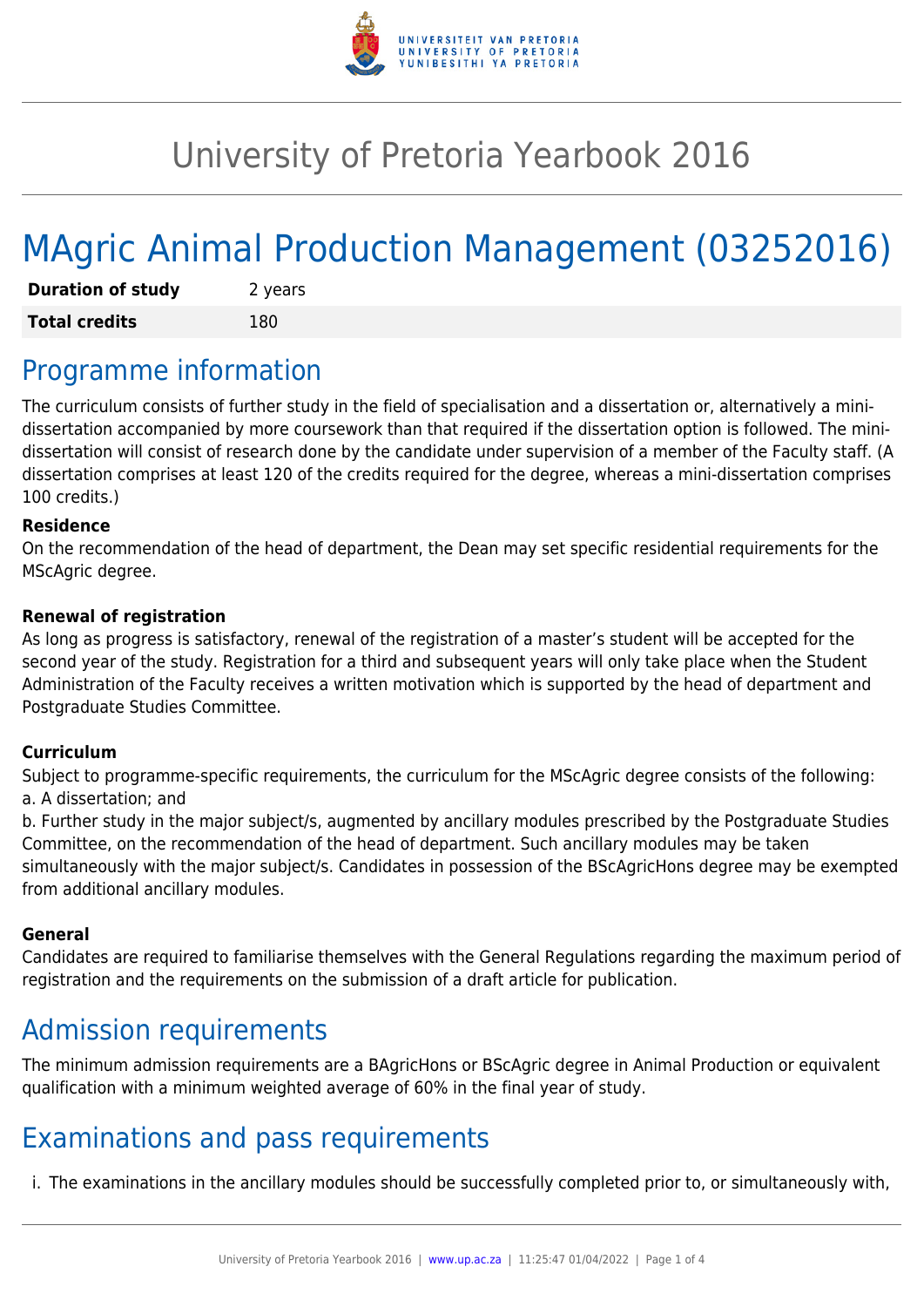# University of Pretoria Yearbook 2016

# MAgric Animal Production Management (03252016)

| | |
|---|---|
| **Duration of study** | 2 years |
| **Total credits** | 180 |

## Programme information

The curriculum consists of further study in the field of specialisation and a dissertation or, alternatively a mini-dissertation accompanied by more coursework than that required if the dissertation option is followed. The mini-dissertation will consist of research done by the candidate under supervision of a member of the Faculty staff. (A dissertation comprises at least 120 of the credits required for the degree, whereas a mini-dissertation comprises 100 credits.)

#### Residence

On the recommendation of the head of department, the Dean may set specific residential requirements for the MScAgric degree.

#### Renewal of registration

As long as progress is satisfactory, renewal of the registration of a master's student will be accepted for the second year of the study. Registration for a third and subsequent years will only take place when the Student Administration of the Faculty receives a written motivation which is supported by the head of department and Postgraduate Studies Committee.

#### Curriculum

Subject to programme-specific requirements, the curriculum for the MScAgric degree consists of the following:
a. A dissertation; and
b. Further study in the major subject/s, augmented by ancillary modules prescribed by the Postgraduate Studies Committee, on the recommendation of the head of department. Such ancillary modules may be taken simultaneously with the major subject/s. Candidates in possession of the BScAgricHons degree may be exempted from additional ancillary modules.

#### General

Candidates are required to familiarise themselves with the General Regulations regarding the maximum period of registration and the requirements on the submission of a draft article for publication.

## Admission requirements

The minimum admission requirements are a BAgricHons or BScAgric degree in Animal Production or equivalent qualification with a minimum weighted average of 60% in the final year of study.

## Examinations and pass requirements

i. The examinations in the ancillary modules should be successfully completed prior to, or simultaneously with,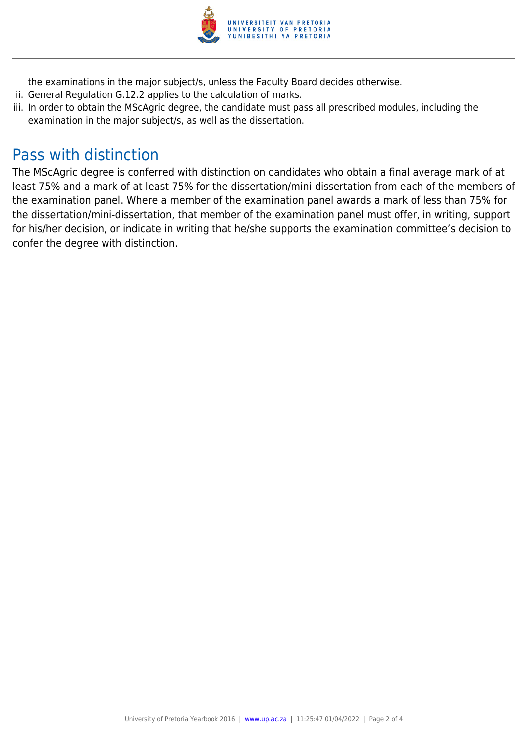the examinations in the major subject/s, unless the Faculty Board decides otherwise.

ii. General Regulation G.12.2 applies to the calculation of marks.
iii. In order to obtain the MScAgric degree, the candidate must pass all prescribed modules, including the examination in the major subject/s, as well as the dissertation.

## Pass with distinction

The MScAgric degree is conferred with distinction on candidates who obtain a final average mark of at least 75% and a mark of at least 75% for the dissertation/mini-dissertation from each of the members of the examination panel. Where a member of the examination panel awards a mark of less than 75% for the dissertation/mini-dissertation, that member of the examination panel must offer, in writing, support for his/her decision, or indicate in writing that he/she supports the examination committee's decision to confer the degree with distinction.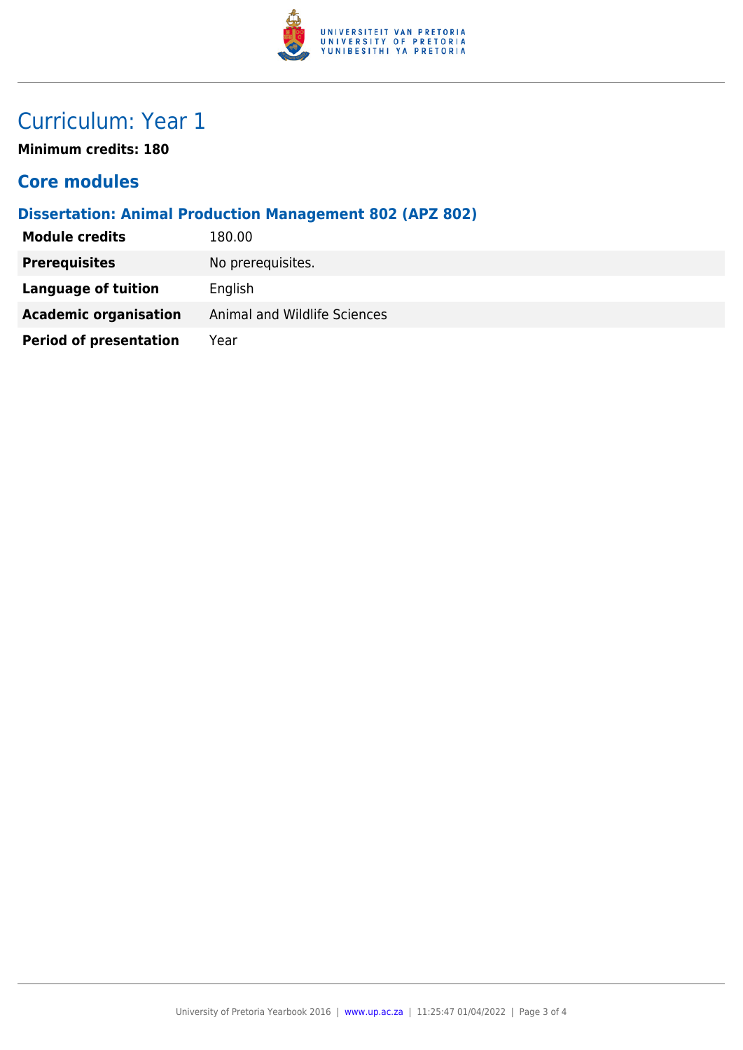# Curriculum: Year 1

**Minimum credits: 180**

## Core modules

### Dissertation: Animal Production Management 802 (APZ 802)

| | |
|---|---|
| **Module credits** | 180.00 |
| **Prerequisites** | No prerequisites. |
| **Language of tuition** | English |
| **Academic organisation** | Animal and Wildlife Sciences |
| **Period of presentation** | Year |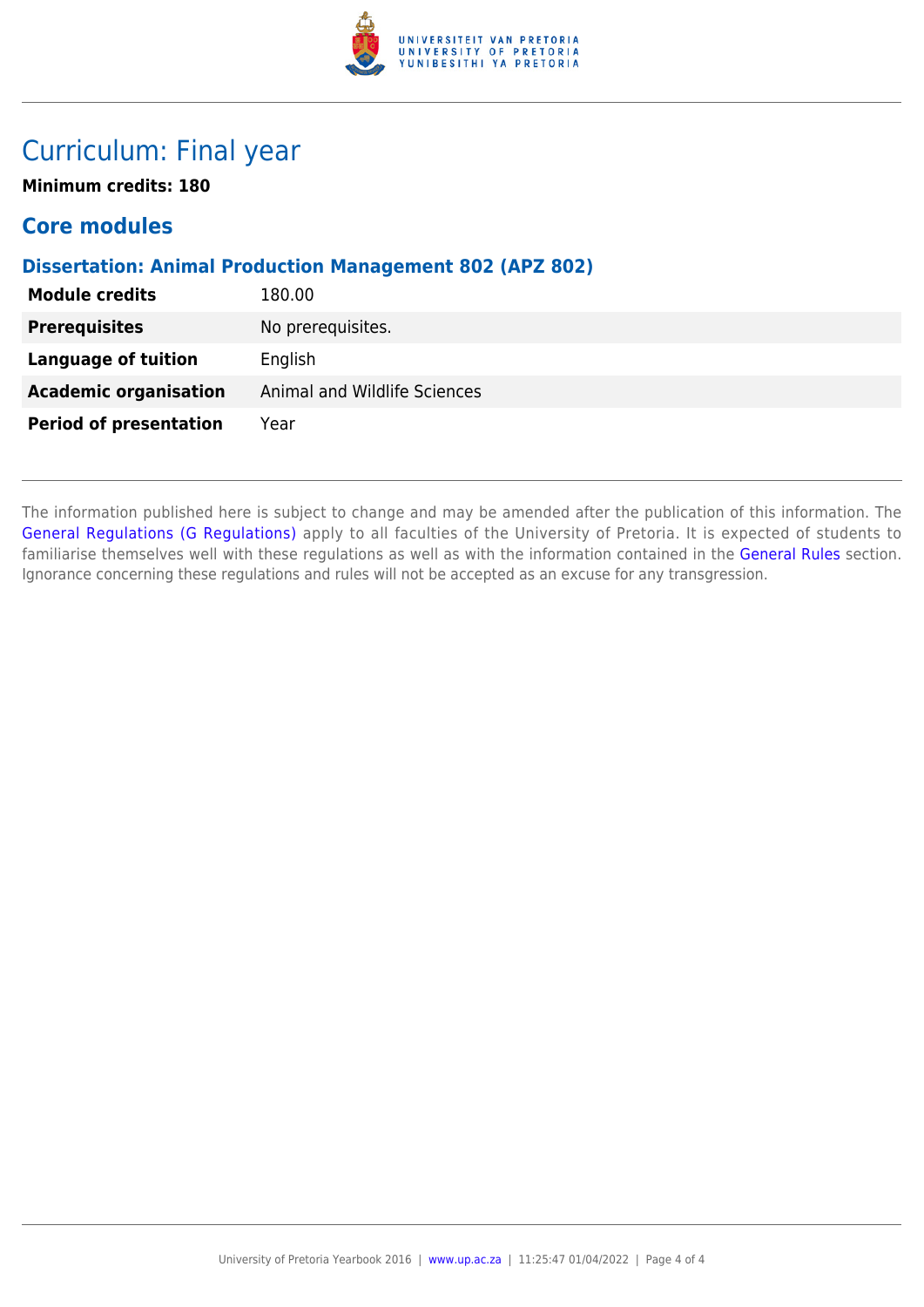# Curriculum: Final year

**Minimum credits: 180**

## Core modules

### Dissertation: Animal Production Management 802 (APZ 802)

| | |
|---|---|
| **Module credits** | 180.00 |
| **Prerequisites** | No prerequisites. |
| **Language of tuition** | English |
| **Academic organisation** | Animal and Wildlife Sciences |
| **Period of presentation** | Year |

The information published here is subject to change and may be amended after the publication of this information. The General Regulations (G Regulations) apply to all faculties of the University of Pretoria. It is expected of students to familiarise themselves well with these regulations as well as with the information contained in the General Rules section. Ignorance concerning these regulations and rules will not be accepted as an excuse for any transgression.